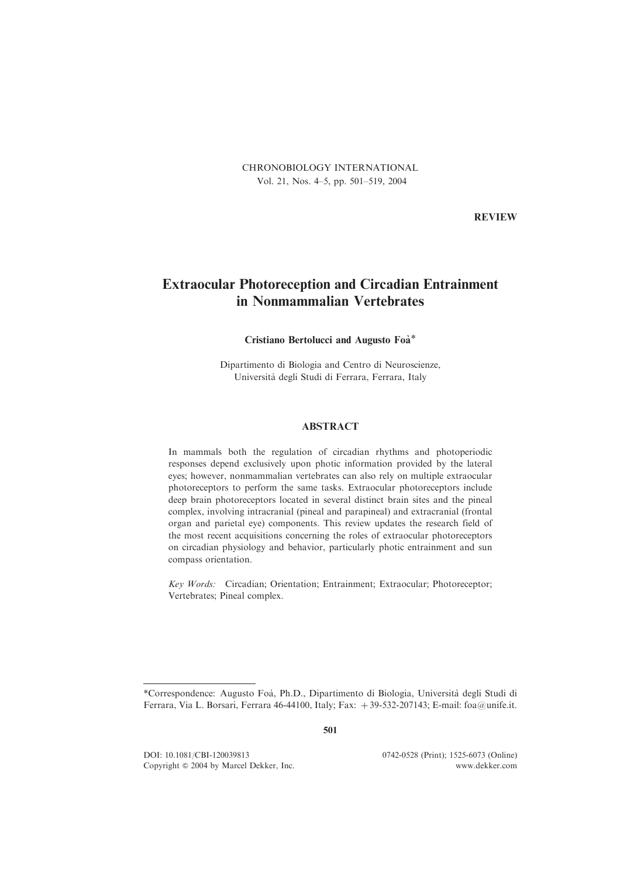**REVIEW**

# Extraocular Photoreception and Circadian Entrainment in Nonmammalian Vertebrates

**Cristiano Bertolucci and Augusto Foà***

Dipartimento di Biologia and Centro di Neuroscienze, Università degli Studi di Ferrara, Ferrara, Italy

## ABSTRACT

In mammals both the regulation of circadian rhythms and photoperiodic responses depend exclusively upon photic information provided by the lateral eyes; however, nonmammalian vertebrates can also rely on multiple extraocular photoreceptors to perform the same tasks. Extraocular photoreceptors include deep brain photoreceptors located in several distinct brain sites and the pineal complex, involving intracranial (pineal and parapineal) and extracranial (frontal organ and parietal eye) components. This review updates the research field of the most recent acquisitions concerning the roles of extraocular photoreceptors on circadian physiology and behavior, particularly photic entrainment and sun compass orientation.

*Key Words:* Circadian; Orientation; Entrainment; Extraocular; Photoreceptor; Vertebrates; Pineal complex.

---

*Correspondence: Augusto Foà, Ph.D., Dipartimento di Biologia, Università degli Studi di Ferrara, Via L. Borsari, Ferrara 46-44100, Italy; Fax: +39-532-207143; E-mail: foa@unife.it.

DOI: 10.1081/CBI-120039813
Copyright © 2004 by Marcel Dekker, Inc.

0742-0528 (Print); 1525-6073 (Online)
www.dekker.com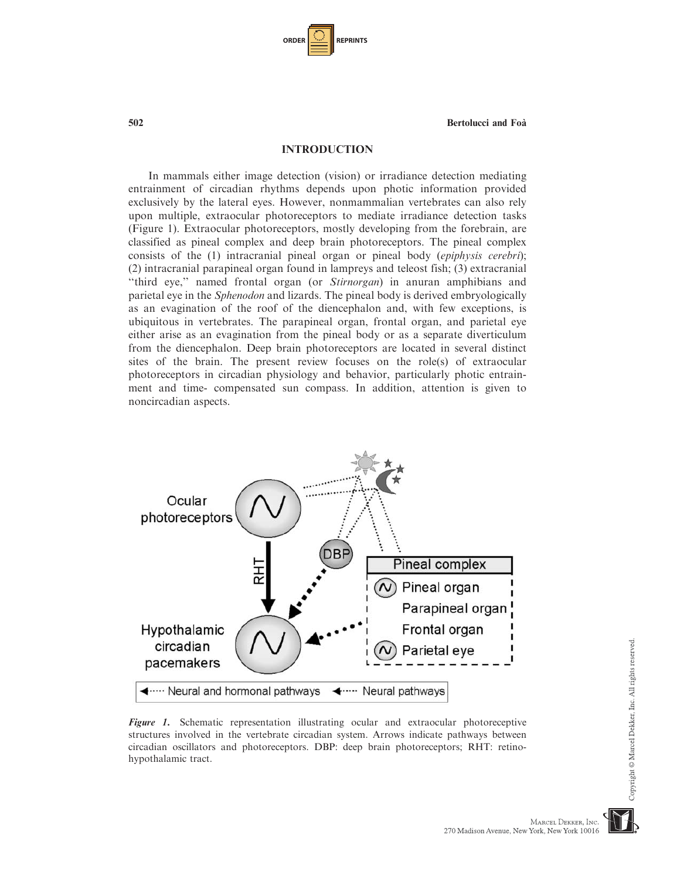## INTRODUCTION

In mammals either image detection (vision) or irradiance detection mediating entrainment of circadian rhythms depends upon photic information provided exclusively by the lateral eyes. However, nonmammalian vertebrates can also rely upon multiple, extraocular photoreceptors to mediate irradiance detection tasks (Figure 1). Extraocular photoreceptors, mostly developing from the forebrain, are classified as pineal complex and deep brain photoreceptors. The pineal complex consists of the (1) intracranial pineal organ or pineal body (*epiphysis cerebri*); (2) intracranial parapineal organ found in lampreys and teleost fish; (3) extracranial "third eye," named frontal organ (or *Stirnorgan*) in anuran amphibians and parietal eye in the *Sphenodon* and lizards. The pineal body is derived embryologically as an evagination of the roof of the diencephalon and, with few exceptions, is ubiquitous in vertebrates. The parapineal organ, frontal organ, and parietal eye either arise as an evagination from the pineal body or as a separate diverticulum from the diencephalon. Deep brain photoreceptors are located in several distinct sites of the brain. The present review focuses on the role(s) of extraocular photoreceptors in circadian physiology and behavior, particularly photic entrainment and time- compensated sun compass. In addition, attention is given to noncircadian aspects.

*Figure 1.* Schematic representation illustrating ocular and extraocular photoreceptive structures involved in the vertebrate circadian system. Arrows indicate pathways between circadian oscillators and photoreceptors. DBP: deep brain photoreceptors; RHT: retino-hypothalamic tract.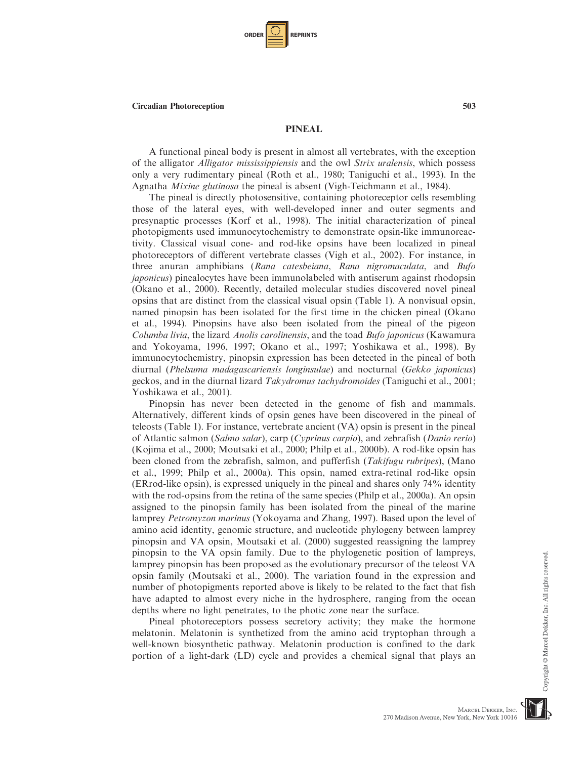## PINEAL

A functional pineal body is present in almost all vertebrates, with the exception of the alligator *Alligator mississippiensis* and the owl *Strix uralensis*, which possess only a very rudimentary pineal (Roth et al., 1980; Taniguchi et al., 1993). In the Agnatha *Mixine glutinosa* the pineal is absent (Vigh-Teichmann et al., 1984).

The pineal is directly photosensitive, containing photoreceptor cells resembling those of the lateral eyes, with well-developed inner and outer segments and presynaptic processes (Korf et al., 1998). The initial characterization of pineal photopigments used immunocytochemistry to demonstrate opsin-like immunoreactivity. Classical visual cone- and rod-like opsins have been localized in pineal photoreceptors of different vertebrate classes (Vigh et al., 2002). For instance, in three anuran amphibians (*Rana catesbeiana*, *Rana nigromaculata*, and *Bufo japonicus*) pinealocytes have been immunolabeled with antiserum against rhodopsin (Okano et al., 2000). Recently, detailed molecular studies discovered novel pineal opsins that are distinct from the classical visual opsin (Table 1). A nonvisual opsin, named pinopsin has been isolated for the first time in the chicken pineal (Okano et al., 1994). Pinopsins have also been isolated from the pineal of the pigeon *Columba livia*, the lizard *Anolis carolinensis*, and the toad *Bufo japonicus* (Kawamura and Yokoyama, 1996, 1997; Okano et al., 1997; Yoshikawa et al., 1998). By immunocytochemistry, pinopsin expression has been detected in the pineal of both diurnal (*Phelsuma madagascariensis longinsulae*) and nocturnal (*Gekko japonicus*) geckos, and in the diurnal lizard *Takydromus tachydromoides* (Taniguchi et al., 2001; Yoshikawa et al., 2001).

Pinopsin has never been detected in the genome of fish and mammals. Alternatively, different kinds of opsin genes have been discovered in the pineal of teleosts (Table 1). For instance, vertebrate ancient (VA) opsin is present in the pineal of Atlantic salmon (*Salmo salar*), carp (*Cyprinus carpio*), and zebrafish (*Danio rerio*) (Kojima et al., 2000; Moutsaki et al., 2000; Philp et al., 2000b). A rod-like opsin has been cloned from the zebrafish, salmon, and pufferfish (*Takifugu rubripes*), (Mano et al., 1999; Philp et al., 2000a). This opsin, named extra-retinal rod-like opsin (ERrod-like opsin), is expressed uniquely in the pineal and shares only 74% identity with the rod-opsins from the retina of the same species (Philp et al., 2000a). An opsin assigned to the pinopsin family has been isolated from the pineal of the marine lamprey *Petromyzon marinus* (Yokoyama and Zhang, 1997). Based upon the level of amino acid identity, genomic structure, and nucleotide phylogeny between lamprey pinopsin and VA opsin, Moutsaki et al. (2000) suggested reassigning the lamprey pinopsin to the VA opsin family. Due to the phylogenetic position of lampreys, lamprey pinopsin has been proposed as the evolutionary precursor of the teleost VA opsin family (Moutsaki et al., 2000). The variation found in the expression and number of photopigments reported above is likely to be related to the fact that fish have adapted to almost every niche in the hydrosphere, ranging from the ocean depths where no light penetrates, to the photic zone near the surface.

Pineal photoreceptors possess secretory activity; they make the hormone melatonin. Melatonin is synthesized from the amino acid tryptophan through a well-known biosynthetic pathway. Melatonin production is confined to the dark portion of a light-dark (LD) cycle and provides a chemical signal that plays an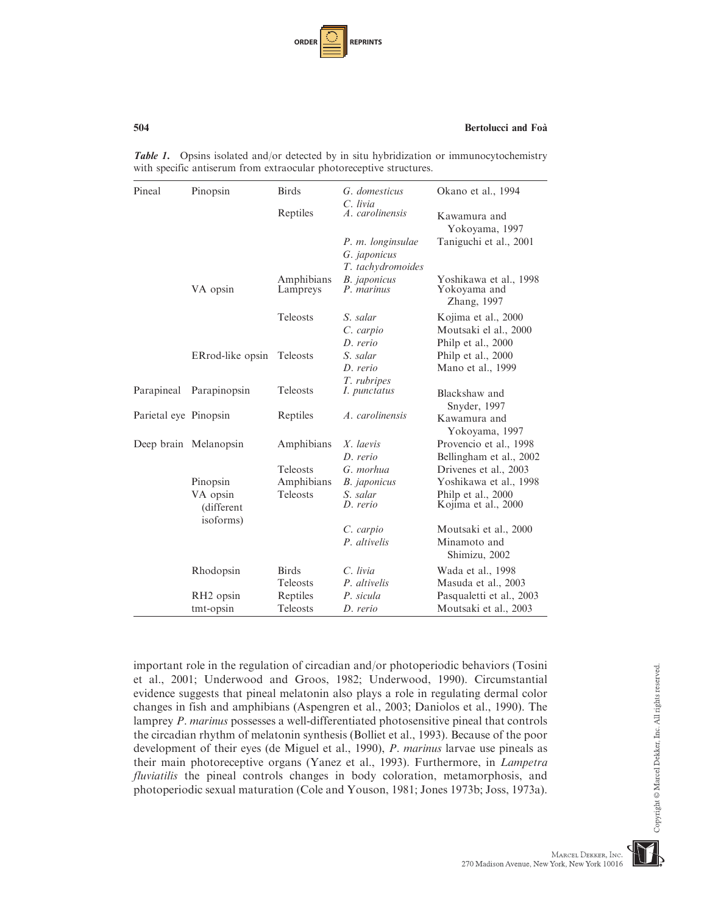*Table 1.* Opsins isolated and/or detected by in situ hybridization or immunocytochemistry with specific antiserum from extraocular photoreceptive structures.

| | | | | |
|---|---|---|---|---|
| Pineal | Pinopsin | Birds | *G. domesticus* | Okano et al., 1994 |
| | | | *C. livia* | |
| | | Reptiles | *A. carolinensis* | Kawamura and Yokoyama, 1997 |
| | | | *P. m. longinsulae* | Taniguchi et al., 2001 |
| | | | *G. japonicus* | |
| | | | *T. tachydromoides* | |
| | | Amphibians | *B. japonicus* | Yoshikawa et al., 1998 |
| | VA opsin | Lampreys | *P. marinus* | Yokoyama and Zhang, 1997 |
| | | Teleosts | *S. salar* | Kojima et al., 2000 |
| | | | *C. carpio* | Moutsaki el al., 2000 |
| | | | *D. rerio* | Philp et al., 2000 |
| | ERrod-like opsin | Teleosts | *S. salar* | Philp et al., 2000 |
| | | | *D. rerio* | Mano et al., 1999 |
| | | | *T. rubripes* | |
| Parapineal | Parapinopsin | Teleosts | *I. punctatus* | Blackshaw and Snyder, 1997 |
| Parietal eye | Pinopsin | Reptiles | *A. carolinensis* | Kawamura and Yokoyama, 1997 |
| Deep brain | Melanopsin | Amphibians | *X. laevis* | Provencio et al., 1998 |
| | | | *D. rerio* | Bellingham et al., 2002 |
| | | Teleosts | *G. morhua* | Drivenes et al., 2003 |
| | Pinopsin | Amphibians | *B. japonicus* | Yoshikawa et al., 1998 |
| | VA opsin (different isoforms) | Teleosts | *S. salar* | Philp et al., 2000 |
| | | | *D. rerio* | Kojima et al., 2000 |
| | | | *C. carpio* | Moutsaki et al., 2000 |
| | | | *P. altivelis* | Minamoto and Shimizu, 2002 |
| | Rhodopsin | Birds | *C. livia* | Wada et al., 1998 |
| | | Teleosts | *P. altivelis* | Masuda et al., 2003 |
| | RH2 opsin | Reptiles | *P. sicula* | Pasqualetti et al., 2003 |
| | tmt-opsin | Teleosts | *D. rerio* | Moutsaki et al., 2003 |

important role in the regulation of circadian and/or photoperiodic behaviors (Tosini et al., 2001; Underwood and Groos, 1982; Underwood, 1990). Circumstantial evidence suggests that pineal melatonin also plays a role in regulating dermal color changes in fish and amphibians (Aspengren et al., 2003; Daniolos et al., 1990). The lamprey *P. marinus* possesses a well-differentiated photosensitive pineal that controls the circadian rhythm of melatonin synthesis (Bolliet et al., 1993). Because of the poor development of their eyes (de Miguel et al., 1990), *P. marinus* larvae use pineals as their main photoreceptive organs (Yanez et al., 1993). Furthermore, in *Lampetra fluviatilis* the pineal controls changes in body coloration, metamorphosis, and photoperiodic sexual maturation (Cole and Youson, 1981; Jones 1973b; Joss, 1973a).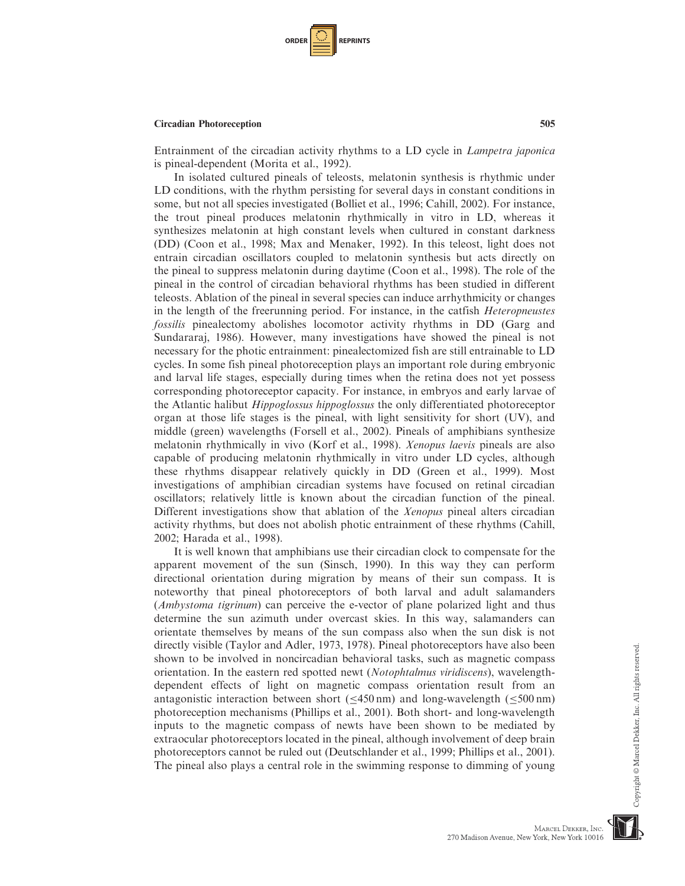Entrainment of the circadian activity rhythms to a LD cycle in *Lampetra japonica* is pineal-dependent (Morita et al., 1992).

In isolated cultured pineals of teleosts, melatonin synthesis is rhythmic under LD conditions, with the rhythm persisting for several days in constant conditions in some, but not all species investigated (Bolliet et al., 1996; Cahill, 2002). For instance, the trout pineal produces melatonin rhythmically in vitro in LD, whereas it synthesizes melatonin at high constant levels when cultured in constant darkness (DD) (Coon et al., 1998; Max and Menaker, 1992). In this teleost, light does not entrain circadian oscillators coupled to melatonin synthesis but acts directly on the pineal to suppress melatonin during daytime (Coon et al., 1998). The role of the pineal in the control of circadian behavioral rhythms has been studied in different teleosts. Ablation of the pineal in several species can induce arrhythmicity or changes in the length of the freerunning period. For instance, in the catfish *Heteropneustes fossilis* pinealectomy abolishes locomotor activity rhythms in DD (Garg and Sundararaj, 1986). However, many investigations have showed the pineal is not necessary for the photic entrainment: pinealectomized fish are still entrainable to LD cycles. In some fish pineal photoreception plays an important role during embryonic and larval life stages, especially during times when the retina does not yet possess corresponding photoreceptor capacity. For instance, in embryos and early larvae of the Atlantic halibut *Hippoglossus hippoglossus* the only differentiated photoreceptor organ at those life stages is the pineal, with light sensitivity for short (UV), and middle (green) wavelengths (Forsell et al., 2002). Pineals of amphibians synthesize melatonin rhythmically in vivo (Korf et al., 1998). *Xenopus laevis* pineals are also capable of producing melatonin rhythmically in vitro under LD cycles, although these rhythms disappear relatively quickly in DD (Green et al., 1999). Most investigations of amphibian circadian systems have focused on retinal circadian oscillators; relatively little is known about the circadian function of the pineal. Different investigations show that ablation of the *Xenopus* pineal alters circadian activity rhythms, but does not abolish photic entrainment of these rhythms (Cahill, 2002; Harada et al., 1998).

It is well known that amphibians use their circadian clock to compensate for the apparent movement of the sun (Sinsch, 1990). In this way they can perform directional orientation during migration by means of their sun compass. It is noteworthy that pineal photoreceptors of both larval and adult salamanders (*Ambystoma tigrinum*) can perceive the e-vector of plane polarized light and thus determine the sun azimuth under overcast skies. In this way, salamanders can orientate themselves by means of the sun compass also when the sun disk is not directly visible (Taylor and Adler, 1973, 1978). Pineal photoreceptors have also been shown to be involved in noncircadian behavioral tasks, such as magnetic compass orientation. In the eastern red spotted newt (*Notophtalmus viridiscens*), wavelength-dependent effects of light on magnetic compass orientation result from an antagonistic interaction between short ($\leq$450 nm) and long-wavelength ($\leq$500 nm) photoreception mechanisms (Phillips et al., 2001). Both short- and long-wavelength inputs to the magnetic compass of newts have been shown to be mediated by extraocular photoreceptors located in the pineal, although involvement of deep brain photoreceptors cannot be ruled out (Deutschlander et al., 1999; Phillips et al., 2001). The pineal also plays a central role in the swimming response to dimming of young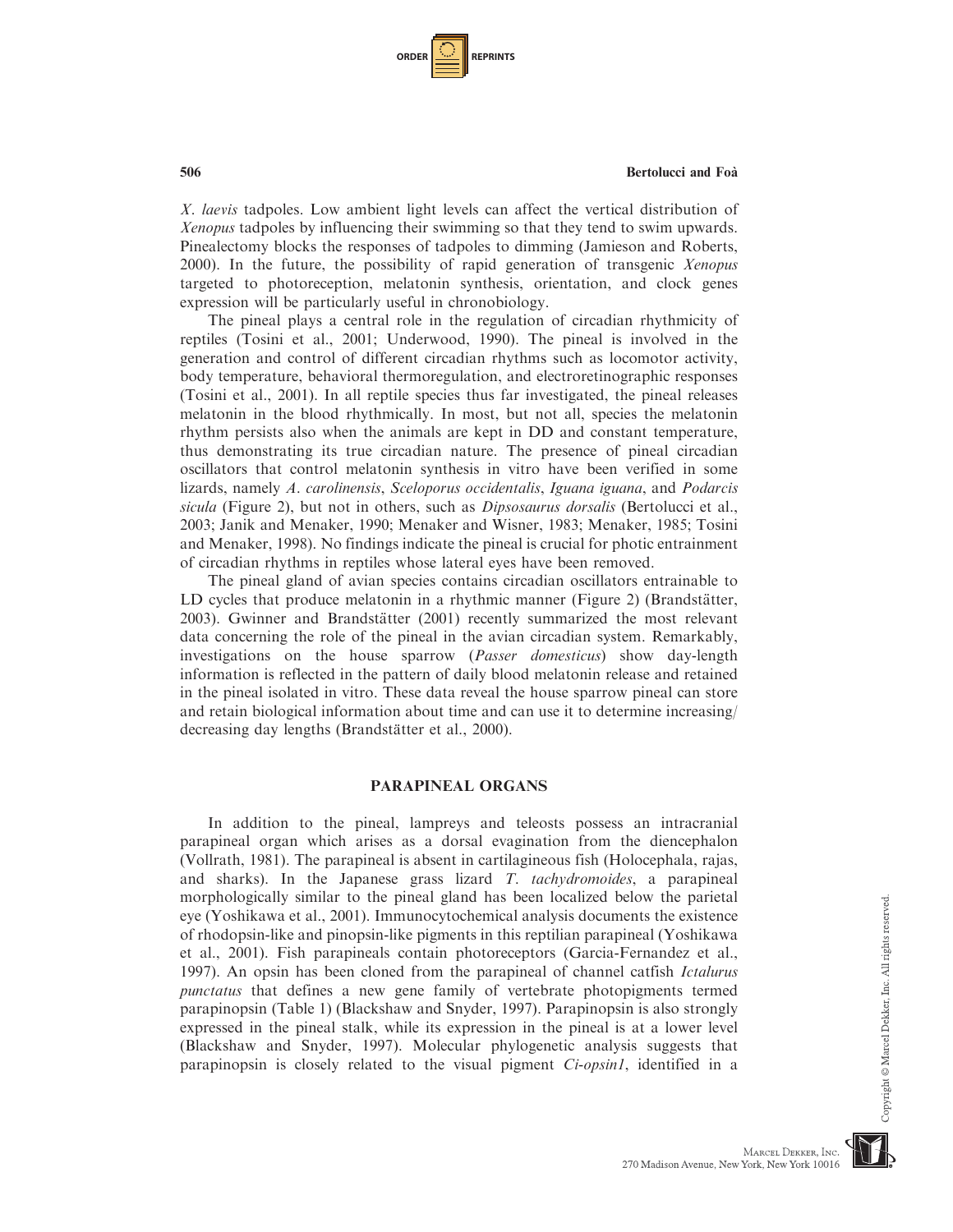*X. laevis* tadpoles. Low ambient light levels can affect the vertical distribution of *Xenopus* tadpoles by influencing their swimming so that they tend to swim upwards. Pinealectomy blocks the responses of tadpoles to dimming (Jamieson and Roberts, 2000). In the future, the possibility of rapid generation of transgenic *Xenopus* targeted to photoreception, melatonin synthesis, orientation, and clock genes expression will be particularly useful in chronobiology.

The pineal plays a central role in the regulation of circadian rhythmicity of reptiles (Tosini et al., 2001; Underwood, 1990). The pineal is involved in the generation and control of different circadian rhythms such as locomotor activity, body temperature, behavioral thermoregulation, and electroretinographic responses (Tosini et al., 2001). In all reptile species thus far investigated, the pineal releases melatonin in the blood rhythmically. In most, but not all, species the melatonin rhythm persists also when the animals are kept in DD and constant temperature, thus demonstrating its true circadian nature. The presence of pineal circadian oscillators that control melatonin synthesis in vitro have been verified in some lizards, namely *A. carolinensis*, *Sceloporus occidentalis*, *Iguana iguana*, and *Podarcis sicula* (Figure 2), but not in others, such as *Dipsosaurus dorsalis* (Bertolucci et al., 2003; Janik and Menaker, 1990; Menaker and Wisner, 1983; Menaker, 1985; Tosini and Menaker, 1998). No findings indicate the pineal is crucial for photic entrainment of circadian rhythms in reptiles whose lateral eyes have been removed.

The pineal gland of avian species contains circadian oscillators entrainable to LD cycles that produce melatonin in a rhythmic manner (Figure 2) (Brandstätter, 2003). Gwinner and Brandstätter (2001) recently summarized the most relevant data concerning the role of the pineal in the avian circadian system. Remarkably, investigations on the house sparrow (*Passer domesticus*) show day-length information is reflected in the pattern of daily blood melatonin release and retained in the pineal isolated in vitro. These data reveal the house sparrow pineal can store and retain biological information about time and can use it to determine increasing/decreasing day lengths (Brandstätter et al., 2000).

## PARAPINEAL ORGANS

In addition to the pineal, lampreys and teleosts possess an intracranial parapineal organ which arises as a dorsal evagination from the diencephalon (Vollrath, 1981). The parapineal is absent in cartilagineous fish (Holocephala, rajas, and sharks). In the Japanese grass lizard *T. tachydromoides*, a parapineal morphologically similar to the pineal gland has been localized below the parietal eye (Yoshikawa et al., 2001). Immunocytochemical analysis documents the existence of rhodopsin-like and pinopsin-like pigments in this reptilian parapineal (Yoshikawa et al., 2001). Fish parapineals contain photoreceptors (Garcia-Fernandez et al., 1997). An opsin has been cloned from the parapineal of channel catfish *Ictalurus punctatus* that defines a new gene family of vertebrate photopigments termed parapinopsin (Table 1) (Blackshaw and Snyder, 1997). Parapinopsin is also strongly expressed in the pineal stalk, while its expression in the pineal is at a lower level (Blackshaw and Snyder, 1997). Molecular phylogenetic analysis suggests that parapinopsin is closely related to the visual pigment *Ci-opsin1*, identified in a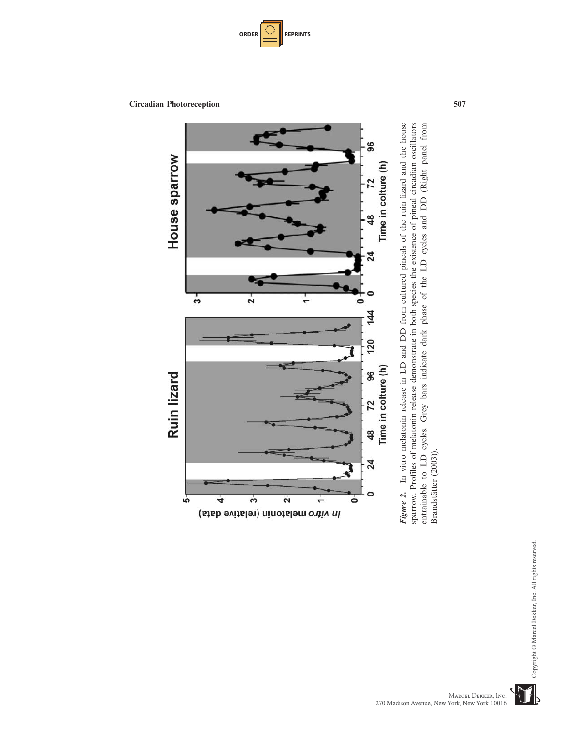*Figure 2.* In vitro melatonin release in LD and DD from cultured pineals of the ruin lizard and the house sparrow. Profiles of melatonin release demonstrate in both species the existence of pineal circadian oscillators entrainable to LD cycles. Grey bars indicate dark phase of the LD cycles and DD (Right panel from Brandstätter (2003)).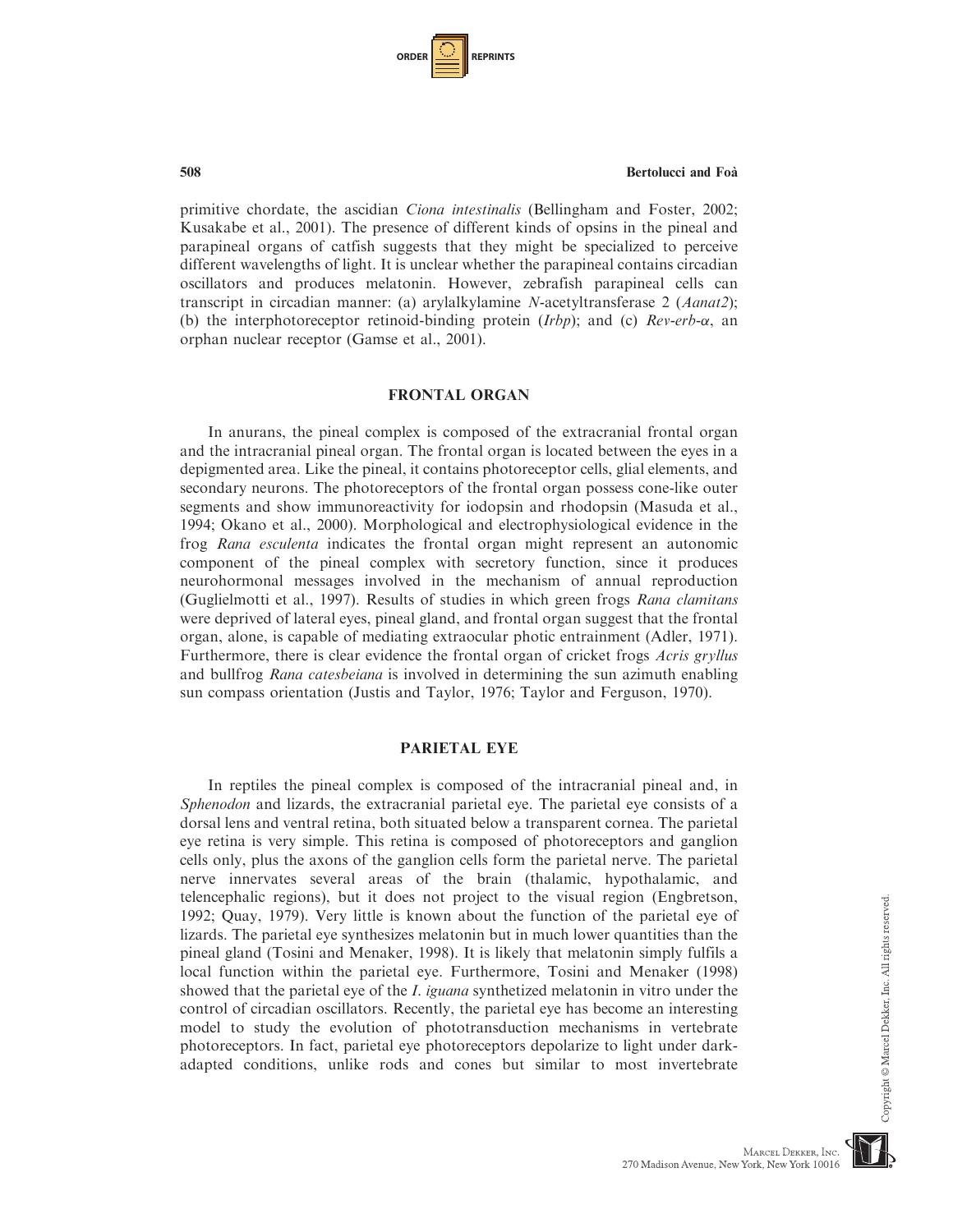primitive chordate, the ascidian *Ciona intestinalis* (Bellingham and Foster, 2002; Kusakabe et al., 2001). The presence of different kinds of opsins in the pineal and parapineal organs of catfish suggests that they might be specialized to perceive different wavelengths of light. It is unclear whether the parapineal contains circadian oscillators and produces melatonin. However, zebrafish parapineal cells can transcript in circadian manner: (a) arylalkylamine *N*-acetyltransferase 2 (*Aanat2*); (b) the interphotoreceptor retinoid-binding protein (*Irbp*); and (c) *Rev-erb-α*, an orphan nuclear receptor (Gamse et al., 2001).

## FRONTAL ORGAN

In anurans, the pineal complex is composed of the extracranial frontal organ and the intracranial pineal organ. The frontal organ is located between the eyes in a depigmented area. Like the pineal, it contains photoreceptor cells, glial elements, and secondary neurons. The photoreceptors of the frontal organ possess cone-like outer segments and show immunoreactivity for iodopsin and rhodopsin (Masuda et al., 1994; Okano et al., 2000). Morphological and electrophysiological evidence in the frog *Rana esculenta* indicates the frontal organ might represent an autonomic component of the pineal complex with secretory function, since it produces neurohormonal messages involved in the mechanism of annual reproduction (Guglielmotti et al., 1997). Results of studies in which green frogs *Rana clamitans* were deprived of lateral eyes, pineal gland, and frontal organ suggest that the frontal organ, alone, is capable of mediating extraocular photic entrainment (Adler, 1971). Furthermore, there is clear evidence the frontal organ of cricket frogs *Acris gryllus* and bullfrog *Rana catesbeiana* is involved in determining the sun azimuth enabling sun compass orientation (Justis and Taylor, 1976; Taylor and Ferguson, 1970).

## PARIETAL EYE

In reptiles the pineal complex is composed of the intracranial pineal and, in *Sphenodon* and lizards, the extracranial parietal eye. The parietal eye consists of a dorsal lens and ventral retina, both situated below a transparent cornea. The parietal eye retina is very simple. This retina is composed of photoreceptors and ganglion cells only, plus the axons of the ganglion cells form the parietal nerve. The parietal nerve innervates several areas of the brain (thalamic, hypothalamic, and telencephalic regions), but it does not project to the visual region (Engbretson, 1992; Quay, 1979). Very little is known about the function of the parietal eye of lizards. The parietal eye synthesizes melatonin but in much lower quantities than the pineal gland (Tosini and Menaker, 1998). It is likely that melatonin simply fulfils a local function within the parietal eye. Furthermore, Tosini and Menaker (1998) showed that the parietal eye of the *I. iguana* synthetized melatonin in vitro under the control of circadian oscillators. Recently, the parietal eye has become an interesting model to study the evolution of phototransduction mechanisms in vertebrate photoreceptors. In fact, parietal eye photoreceptors depolarize to light under dark-adapted conditions, unlike rods and cones but similar to most invertebrate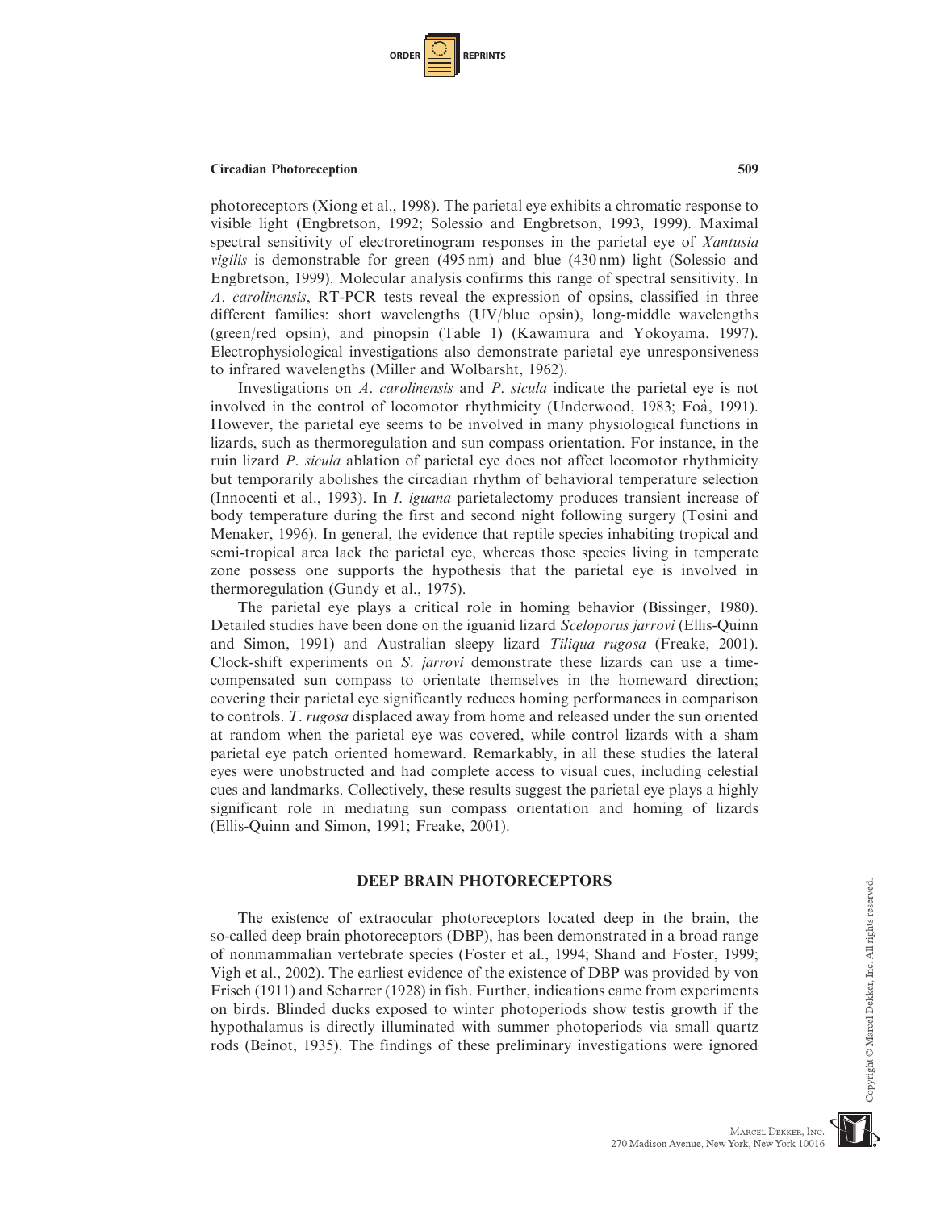photoreceptors (Xiong et al., 1998). The parietal eye exhibits a chromatic response to visible light (Engbretson, 1992; Solessio and Engbretson, 1993, 1999). Maximal spectral sensitivity of electroretinogram responses in the parietal eye of *Xantusia vigilis* is demonstrable for green (495 nm) and blue (430 nm) light (Solessio and Engbretson, 1999). Molecular analysis confirms this range of spectral sensitivity. In *A. carolinensis*, RT-PCR tests reveal the expression of opsins, classified in three different families: short wavelengths (UV/blue opsin), long-middle wavelengths (green/red opsin), and pinopsin (Table 1) (Kawamura and Yokoyama, 1997). Electrophysiological investigations also demonstrate parietal eye unresponsiveness to infrared wavelengths (Miller and Wolbarsht, 1962).

Investigations on *A. carolinensis* and *P. sicula* indicate the parietal eye is not involved in the control of locomotor rhythmicity (Underwood, 1983; Foà, 1991). However, the parietal eye seems to be involved in many physiological functions in lizards, such as thermoregulation and sun compass orientation. For instance, in the ruin lizard *P. sicula* ablation of parietal eye does not affect locomotor rhythmicity but temporarily abolishes the circadian rhythm of behavioral temperature selection (Innocenti et al., 1993). In *I. iguana* parietalectomy produces transient increase of body temperature during the first and second night following surgery (Tosini and Menaker, 1996). In general, the evidence that reptile species inhabiting tropical and semi-tropical area lack the parietal eye, whereas those species living in temperate zone possess one supports the hypothesis that the parietal eye is involved in thermoregulation (Gundy et al., 1975).

The parietal eye plays a critical role in homing behavior (Bissinger, 1980). Detailed studies have been done on the iguanid lizard *Sceloporus jarrovi* (Ellis-Quinn and Simon, 1991) and Australian sleepy lizard *Tiliqua rugosa* (Freake, 2001). Clock-shift experiments on *S. jarrovi* demonstrate these lizards can use a time-compensated sun compass to orientate themselves in the homeward direction; covering their parietal eye significantly reduces homing performances in comparison to controls. *T. rugosa* displaced away from home and released under the sun oriented at random when the parietal eye was covered, while control lizards with a sham parietal eye patch oriented homeward. Remarkably, in all these studies the lateral eyes were unobstructed and had complete access to visual cues, including celestial cues and landmarks. Collectively, these results suggest the parietal eye plays a highly significant role in mediating sun compass orientation and homing of lizards (Ellis-Quinn and Simon, 1991; Freake, 2001).

## DEEP BRAIN PHOTORECEPTORS

The existence of extraocular photoreceptors located deep in the brain, the so-called deep brain photoreceptors (DBP), has been demonstrated in a broad range of nonmammalian vertebrate species (Foster et al., 1994; Shand and Foster, 1999; Vigh et al., 2002). The earliest evidence of the existence of DBP was provided by von Frisch (1911) and Scharrer (1928) in fish. Further, indications came from experiments on birds. Blinded ducks exposed to winter photoperiods show testis growth if the hypothalamus is directly illuminated with summer photoperiods via small quartz rods (Beinot, 1935). The findings of these preliminary investigations were ignored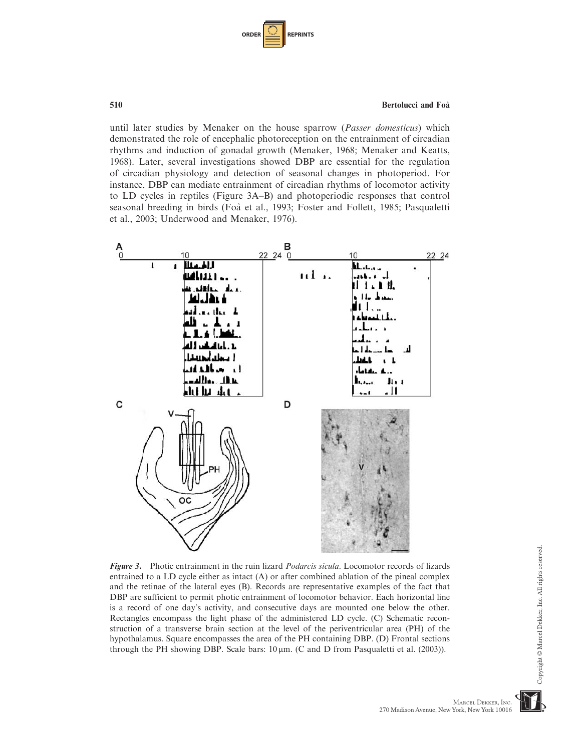until later studies by Menaker on the house sparrow (*Passer domesticus*) which demonstrated the role of encephalic photoreception on the entrainment of circadian rhythms and induction of gonadal growth (Menaker, 1968; Menaker and Keatts, 1968). Later, several investigations showed DBP are essential for the regulation of circadian physiology and detection of seasonal changes in photoperiod. For instance, DBP can mediate entrainment of circadian rhythms of locomotor activity to LD cycles in reptiles (Figure 3A–B) and photoperiodic responses that control seasonal breeding in birds (Foà et al., 1993; Foster and Follett, 1985; Pasqualetti et al., 2003; Underwood and Menaker, 1976).

***Figure 3.*** Photic entrainment in the ruin lizard *Podarcis sicula*. Locomotor records of lizards entrained to a LD cycle either as intact (A) or after combined ablation of the pineal complex and the retinae of the lateral eyes (B). Records are representative examples of the fact that DBP are sufficient to permit photic entrainment of locomotor behavior. Each horizontal line is a record of one day's activity, and consecutive days are mounted one below the other. Rectangles encompass the light phase of the administered LD cycle. (C) Schematic reconstruction of a transverse brain section at the level of the periventricular area (PH) of the hypothalamus. Square encompasses the area of the PH containing DBP. (D) Frontal sections through the PH showing DBP. Scale bars: 10 μm. (C and D from Pasqualetti et al. (2003)).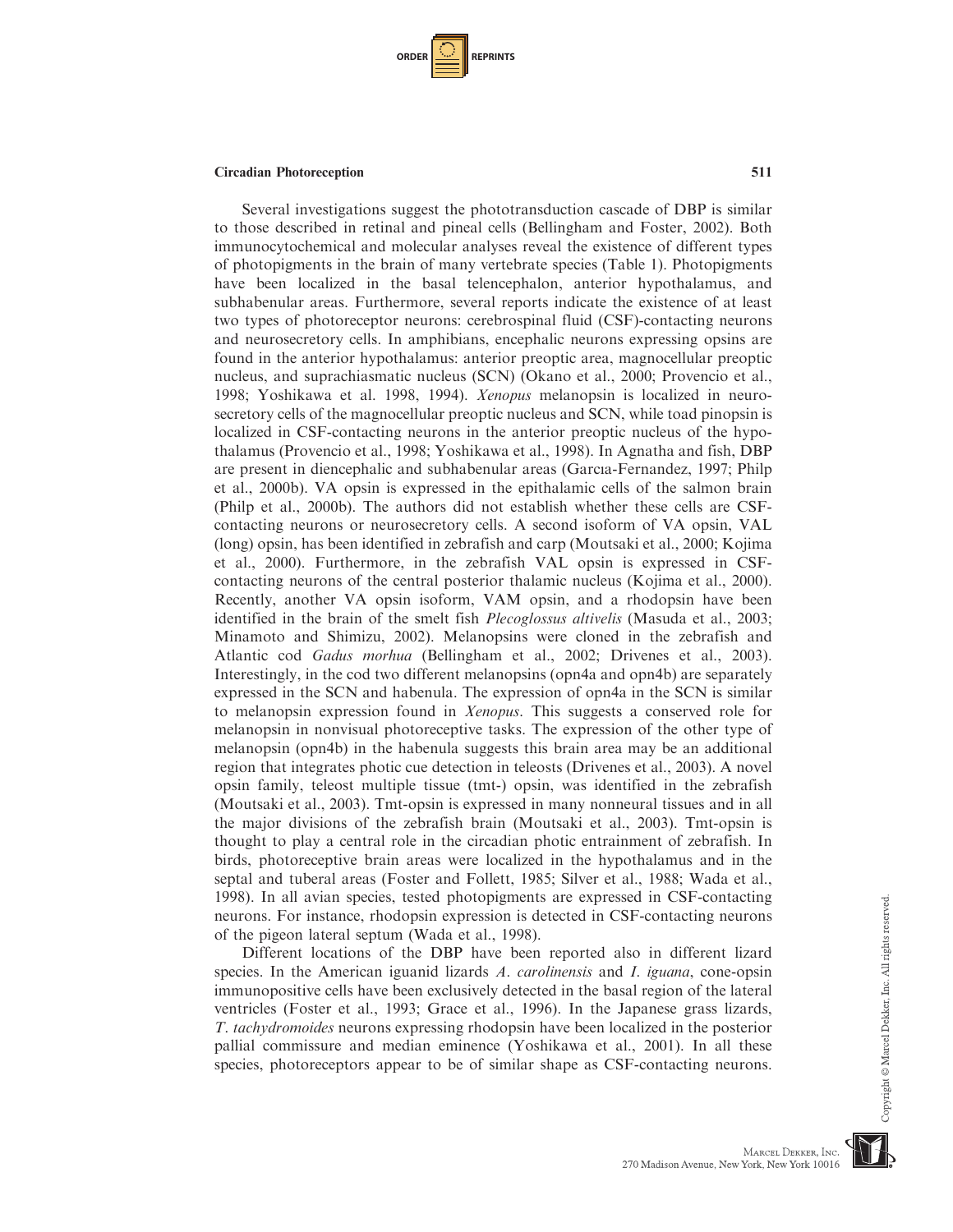Several investigations suggest the phototransduction cascade of DBP is similar to those described in retinal and pineal cells (Bellingham and Foster, 2002). Both immunocytochemical and molecular analyses reveal the existence of different types of photopigments in the brain of many vertebrate species (Table 1). Photopigments have been localized in the basal telencephalon, anterior hypothalamus, and subhabenular areas. Furthermore, several reports indicate the existence of at least two types of photoreceptor neurons: cerebrospinal fluid (CSF)-contacting neurons and neurosecretory cells. In amphibians, encephalic neurons expressing opsins are found in the anterior hypothalamus: anterior preoptic area, magnocellular preoptic nucleus, and suprachiasmatic nucleus (SCN) (Okano et al., 2000; Provencio et al., 1998; Yoshikawa et al. 1998, 1994). *Xenopus* melanopsin is localized in neurosecretory cells of the magnocellular preoptic nucleus and SCN, while toad pinopsin is localized in CSF-contacting neurons in the anterior preoptic nucleus of the hypothalamus (Provencio et al., 1998; Yoshikawa et al., 1998). In Agnatha and fish, DBP are present in diencephalic and subhabenular areas (Garcıa-Fernandez, 1997; Philp et al., 2000b). VA opsin is expressed in the epithalamic cells of the salmon brain (Philp et al., 2000b). The authors did not establish whether these cells are CSF-contacting neurons or neurosecretory cells. A second isoform of VA opsin, VAL (long) opsin, has been identified in zebrafish and carp (Moutsaki et al., 2000; Kojima et al., 2000). Furthermore, in the zebrafish VAL opsin is expressed in CSF-contacting neurons of the central posterior thalamic nucleus (Kojima et al., 2000). Recently, another VA opsin isoform, VAM opsin, and a rhodopsin have been identified in the brain of the smelt fish *Plecoglossus altivelis* (Masuda et al., 2003; Minamoto and Shimizu, 2002). Melanopsins were cloned in the zebrafish and Atlantic cod *Gadus morhua* (Bellingham et al., 2002; Drivenes et al., 2003). Interestingly, in the cod two different melanopsins (opn4a and opn4b) are separately expressed in the SCN and habenula. The expression of opn4a in the SCN is similar to melanopsin expression found in *Xenopus*. This suggests a conserved role for melanopsin in nonvisual photoreceptive tasks. The expression of the other type of melanopsin (opn4b) in the habenula suggests this brain area may be an additional region that integrates photic cue detection in teleosts (Drivenes et al., 2003). A novel opsin family, teleost multiple tissue (tmt-) opsin, was identified in the zebrafish (Moutsaki et al., 2003). Tmt-opsin is expressed in many nonneural tissues and in all the major divisions of the zebrafish brain (Moutsaki et al., 2003). Tmt-opsin is thought to play a central role in the circadian photic entrainment of zebrafish. In birds, photoreceptive brain areas were localized in the hypothalamus and in the septal and tuberal areas (Foster and Follett, 1985; Silver et al., 1988; Wada et al., 1998). In all avian species, tested photopigments are expressed in CSF-contacting neurons. For instance, rhodopsin expression is detected in CSF-contacting neurons of the pigeon lateral septum (Wada et al., 1998).

Different locations of the DBP have been reported also in different lizard species. In the American iguanid lizards *A. carolinensis* and *I. iguana*, cone-opsin immunopositive cells have been exclusively detected in the basal region of the lateral ventricles (Foster et al., 1993; Grace et al., 1996). In the Japanese grass lizards, *T. tachydromoides* neurons expressing rhodopsin have been localized in the posterior pallial commissure and median eminence (Yoshikawa et al., 2001). In all these species, photoreceptors appear to be of similar shape as CSF-contacting neurons.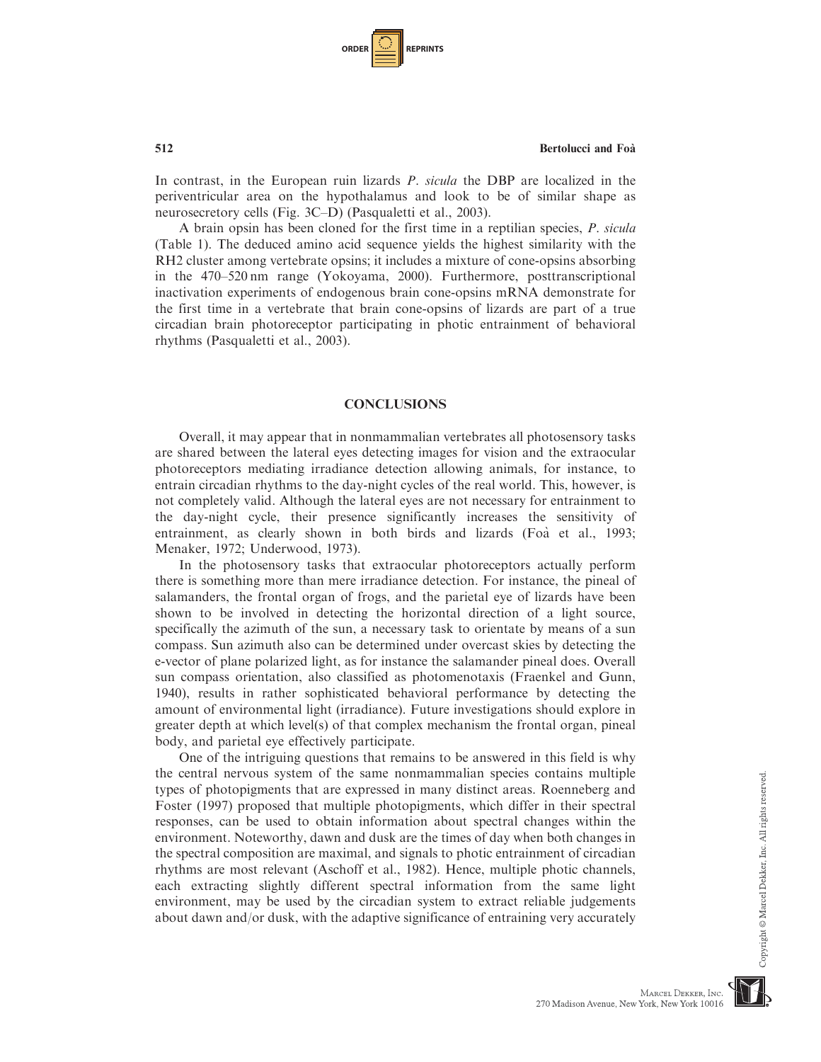In contrast, in the European ruin lizards *P. sicula* the DBP are localized in the periventricular area on the hypothalamus and look to be of similar shape as neurosecretory cells (Fig. 3C–D) (Pasqualetti et al., 2003).

A brain opsin has been cloned for the first time in a reptilian species, *P. sicula* (Table 1). The deduced amino acid sequence yields the highest similarity with the RH2 cluster among vertebrate opsins; it includes a mixture of cone-opsins absorbing in the 470–520 nm range (Yokoyama, 2000). Furthermore, posttranscriptional inactivation experiments of endogenous brain cone-opsins mRNA demonstrate for the first time in a vertebrate that brain cone-opsins of lizards are part of a true circadian brain photoreceptor participating in photic entrainment of behavioral rhythms (Pasqualetti et al., 2003).

## CONCLUSIONS

Overall, it may appear that in nonmammalian vertebrates all photosensory tasks are shared between the lateral eyes detecting images for vision and the extraocular photoreceptors mediating irradiance detection allowing animals, for instance, to entrain circadian rhythms to the day-night cycles of the real world. This, however, is not completely valid. Although the lateral eyes are not necessary for entrainment to the day-night cycle, their presence significantly increases the sensitivity of entrainment, as clearly shown in both birds and lizards (Foà et al., 1993; Menaker, 1972; Underwood, 1973).

In the photosensory tasks that extraocular photoreceptors actually perform there is something more than mere irradiance detection. For instance, the pineal of salamanders, the frontal organ of frogs, and the parietal eye of lizards have been shown to be involved in detecting the horizontal direction of a light source, specifically the azimuth of the sun, a necessary task to orientate by means of a sun compass. Sun azimuth also can be determined under overcast skies by detecting the e-vector of plane polarized light, as for instance the salamander pineal does. Overall sun compass orientation, also classified as photomenotaxis (Fraenkel and Gunn, 1940), results in rather sophisticated behavioral performance by detecting the amount of environmental light (irradiance). Future investigations should explore in greater depth at which level(s) of that complex mechanism the frontal organ, pineal body, and parietal eye effectively participate.

One of the intriguing questions that remains to be answered in this field is why the central nervous system of the same nonmammalian species contains multiple types of photopigments that are expressed in many distinct areas. Roenneberg and Foster (1997) proposed that multiple photopigments, which differ in their spectral responses, can be used to obtain information about spectral changes within the environment. Noteworthy, dawn and dusk are the times of day when both changes in the spectral composition are maximal, and signals to photic entrainment of circadian rhythms are most relevant (Aschoff et al., 1982). Hence, multiple photic channels, each extracting slightly different spectral information from the same light environment, may be used by the circadian system to extract reliable judgements about dawn and/or dusk, with the adaptive significance of entraining very accurately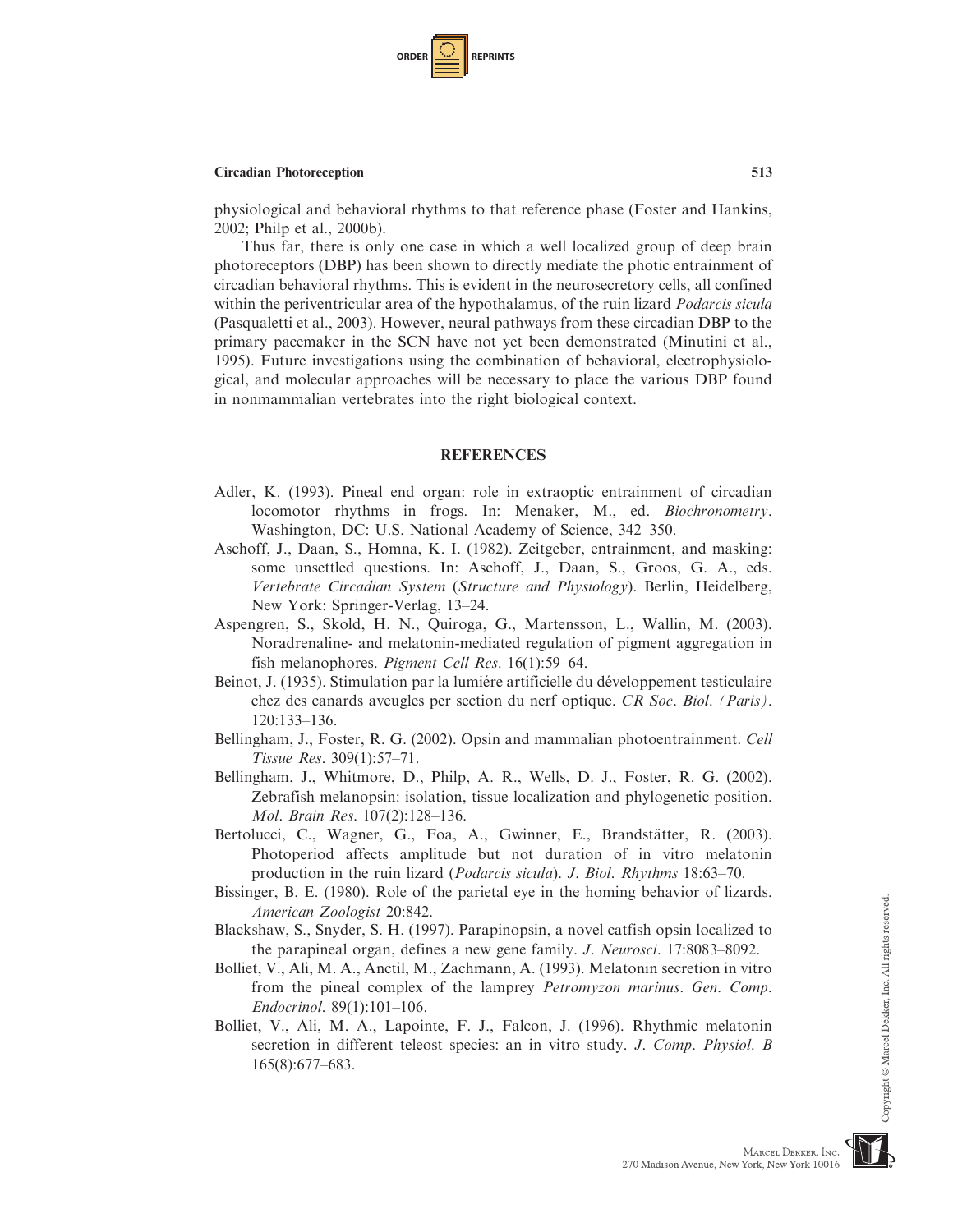physiological and behavioral rhythms to that reference phase (Foster and Hankins, 2002; Philp et al., 2000b).

Thus far, there is only one case in which a well localized group of deep brain photoreceptors (DBP) has been shown to directly mediate the photic entrainment of circadian behavioral rhythms. This is evident in the neurosecretory cells, all confined within the periventricular area of the hypothalamus, of the ruin lizard *Podarcis sicula* (Pasqualetti et al., 2003). However, neural pathways from these circadian DBP to the primary pacemaker in the SCN have not yet been demonstrated (Minutini et al., 1995). Future investigations using the combination of behavioral, electrophysiological, and molecular approaches will be necessary to place the various DBP found in nonmammalian vertebrates into the right biological context.

## REFERENCES

Adler, K. (1993). Pineal end organ: role in extraoptic entrainment of circadian locomotor rhythms in frogs. In: Menaker, M., ed. *Biochronometry*. Washington, DC: U.S. National Academy of Science, 342–350.

Aschoff, J., Daan, S., Homna, K. I. (1982). Zeitgeber, entrainment, and masking: some unsettled questions. In: Aschoff, J., Daan, S., Groos, G. A., eds. *Vertebrate Circadian System* (*Structure and Physiology*). Berlin, Heidelberg, New York: Springer-Verlag, 13–24.

Aspengren, S., Skold, H. N., Quiroga, G., Martensson, L., Wallin, M. (2003). Noradrenaline- and melatonin-mediated regulation of pigment aggregation in fish melanophores. *Pigment Cell Res*. 16(1):59–64.

Beinot, J. (1935). Stimulation par la lumiére artificielle du développement testiculaire chez des canards aveugles per section du nerf optique. *CR Soc*. *Biol*. *(Paris)*. 120:133–136.

Bellingham, J., Foster, R. G. (2002). Opsin and mammalian photoentrainment. *Cell Tissue Res*. 309(1):57–71.

Bellingham, J., Whitmore, D., Philp, A. R., Wells, D. J., Foster, R. G. (2002). Zebrafish melanopsin: isolation, tissue localization and phylogenetic position. *Mol*. *Brain Res*. 107(2):128–136.

Bertolucci, C., Wagner, G., Foa, A., Gwinner, E., Brandstätter, R. (2003). Photoperiod affects amplitude but not duration of in vitro melatonin production in the ruin lizard (*Podarcis sicula*). *J*. *Biol*. *Rhythms* 18:63–70.

Bissinger, B. E. (1980). Role of the parietal eye in the homing behavior of lizards. *American Zoologist* 20:842.

Blackshaw, S., Snyder, S. H. (1997). Parapinopsin, a novel catfish opsin localized to the parapineal organ, defines a new gene family. *J*. *Neurosci*. 17:8083–8092.

Bolliet, V., Ali, M. A., Anctil, M., Zachmann, A. (1993). Melatonin secretion in vitro from the pineal complex of the lamprey *Petromyzon marinus*. *Gen*. *Comp*. *Endocrinol*. 89(1):101–106.

Bolliet, V., Ali, M. A., Lapointe, F. J., Falcon, J. (1996). Rhythmic melatonin secretion in different teleost species: an in vitro study. *J*. *Comp*. *Physiol*. *B* 165(8):677–683.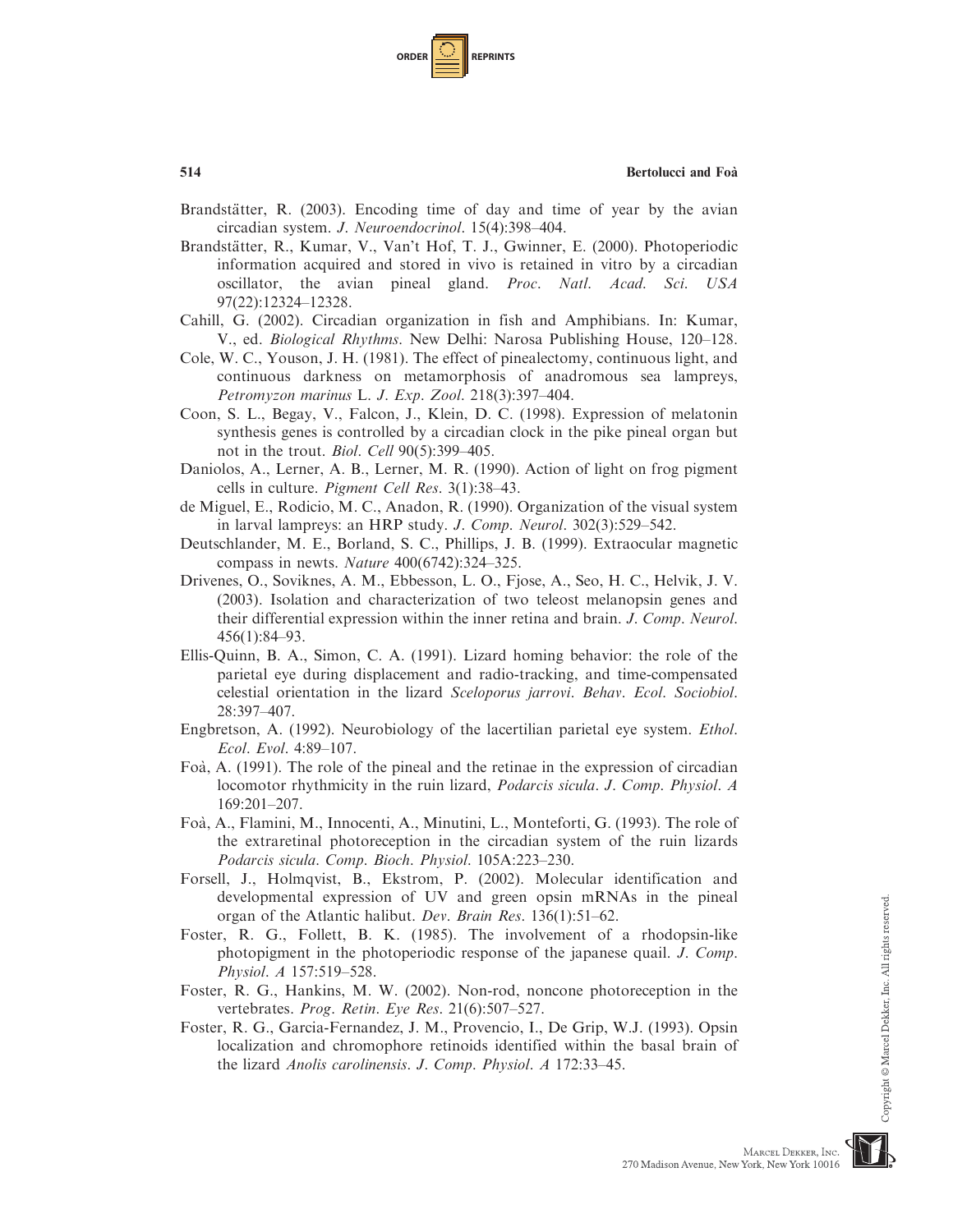Brandstätter, R. (2003). Encoding time of day and time of year by the avian circadian system. *J. Neuroendocrinol*. 15(4):398–404.

Brandstätter, R., Kumar, V., Van't Hof, T. J., Gwinner, E. (2000). Photoperiodic information acquired and stored in vivo is retained in vitro by a circadian oscillator, the avian pineal gland. *Proc. Natl. Acad. Sci. USA* 97(22):12324–12328.

Cahill, G. (2002). Circadian organization in fish and Amphibians. In: Kumar, V., ed. *Biological Rhythms*. New Delhi: Narosa Publishing House, 120–128.

Cole, W. C., Youson, J. H. (1981). The effect of pinealectomy, continuous light, and continuous darkness on metamorphosis of anadromous sea lampreys, *Petromyzon marinus* L. *J. Exp. Zool*. 218(3):397–404.

Coon, S. L., Begay, V., Falcon, J., Klein, D. C. (1998). Expression of melatonin synthesis genes is controlled by a circadian clock in the pike pineal organ but not in the trout. *Biol. Cell* 90(5):399–405.

Daniolos, A., Lerner, A. B., Lerner, M. R. (1990). Action of light on frog pigment cells in culture. *Pigment Cell Res*. 3(1):38–43.

de Miguel, E., Rodicio, M. C., Anadon, R. (1990). Organization of the visual system in larval lampreys: an HRP study. *J. Comp. Neurol*. 302(3):529–542.

Deutschlander, M. E., Borland, S. C., Phillips, J. B. (1999). Extraocular magnetic compass in newts. *Nature* 400(6742):324–325.

Drivenes, O., Soviknes, A. M., Ebbesson, L. O., Fjose, A., Seo, H. C., Helvik, J. V. (2003). Isolation and characterization of two teleost melanopsin genes and their differential expression within the inner retina and brain. *J. Comp. Neurol*. 456(1):84–93.

Ellis-Quinn, B. A., Simon, C. A. (1991). Lizard homing behavior: the role of the parietal eye during displacement and radio-tracking, and time-compensated celestial orientation in the lizard *Sceloporus jarrovi*. *Behav. Ecol. Sociobiol*. 28:397–407.

Engbretson, A. (1992). Neurobiology of the lacertilian parietal eye system. *Ethol. Ecol. Evol*. 4:89–107.

Foà, A. (1991). The role of the pineal and the retinae in the expression of circadian locomotor rhythmicity in the ruin lizard, *Podarcis sicula*. *J. Comp. Physiol. A* 169:201–207.

Foà, A., Flamini, M., Innocenti, A., Minutini, L., Monteforti, G. (1993). The role of the extraretinal photoreception in the circadian system of the ruin lizards *Podarcis sicula*. *Comp. Bioch. Physiol*. 105A:223–230.

Forsell, J., Holmqvist, B., Ekstrom, P. (2002). Molecular identification and developmental expression of UV and green opsin mRNAs in the pineal organ of the Atlantic halibut. *Dev. Brain Res*. 136(1):51–62.

Foster, R. G., Follett, B. K. (1985). The involvement of a rhodopsin-like photopigment in the photoperiodic response of the japanese quail. *J. Comp. Physiol. A* 157:519–528.

Foster, R. G., Hankins, M. W. (2002). Non-rod, noncone photoreception in the vertebrates. *Prog. Retin. Eye Res*. 21(6):507–527.

Foster, R. G., Garcia-Fernandez, J. M., Provencio, I., De Grip, W.J. (1993). Opsin localization and chromophore retinoids identified within the basal brain of the lizard *Anolis carolinensis*. *J. Comp. Physiol. A* 172:33–45.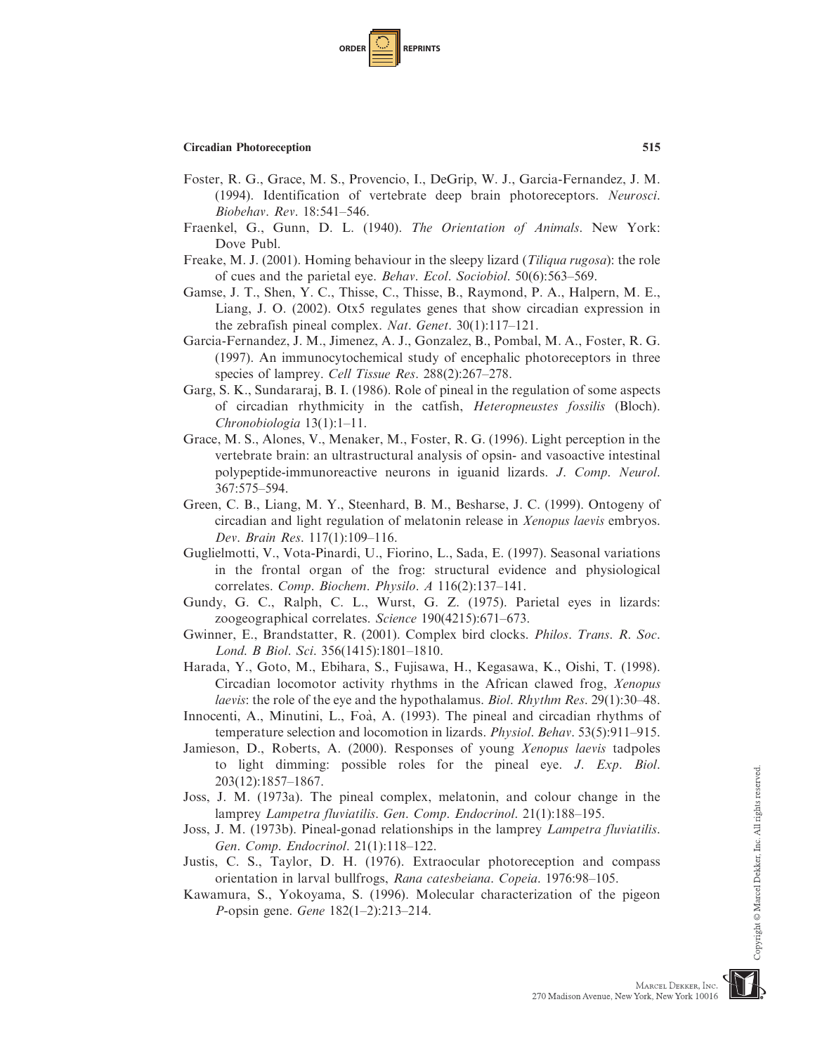Foster, R. G., Grace, M. S., Provencio, I., DeGrip, W. J., Garcia-Fernandez, J. M. (1994). Identification of vertebrate deep brain photoreceptors. *Neurosci. Biobehav. Rev.* 18:541–546.

Fraenkel, G., Gunn, D. L. (1940). *The Orientation of Animals*. New York: Dove Publ.

Freake, M. J. (2001). Homing behaviour in the sleepy lizard (*Tiliqua rugosa*): the role of cues and the parietal eye. *Behav. Ecol. Sociobiol.* 50(6):563–569.

Gamse, J. T., Shen, Y. C., Thisse, C., Thisse, B., Raymond, P. A., Halpern, M. E., Liang, J. O. (2002). Otx5 regulates genes that show circadian expression in the zebrafish pineal complex. *Nat. Genet.* 30(1):117–121.

Garcia-Fernandez, J. M., Jimenez, A. J., Gonzalez, B., Pombal, M. A., Foster, R. G. (1997). An immunocytochemical study of encephalic photoreceptors in three species of lamprey. *Cell Tissue Res.* 288(2):267–278.

Garg, S. K., Sundararaj, B. I. (1986). Role of pineal in the regulation of some aspects of circadian rhythmicity in the catfish, *Heteropneustes fossilis* (Bloch). *Chronobiologia* 13(1):1–11.

Grace, M. S., Alones, V., Menaker, M., Foster, R. G. (1996). Light perception in the vertebrate brain: an ultrastructural analysis of opsin- and vasoactive intestinal polypeptide-immunoreactive neurons in iguanid lizards. *J. Comp. Neurol.* 367:575–594.

Green, C. B., Liang, M. Y., Steenhard, B. M., Besharse, J. C. (1999). Ontogeny of circadian and light regulation of melatonin release in *Xenopus laevis* embryos. *Dev. Brain Res.* 117(1):109–116.

Guglielmotti, V., Vota-Pinardi, U., Fiorino, L., Sada, E. (1997). Seasonal variations in the frontal organ of the frog: structural evidence and physiological correlates. *Comp. Biochem. Physilo. A* 116(2):137–141.

Gundy, G. C., Ralph, C. L., Wurst, G. Z. (1975). Parietal eyes in lizards: zoogeographical correlates. *Science* 190(4215):671–673.

Gwinner, E., Brandstatter, R. (2001). Complex bird clocks. *Philos. Trans. R. Soc. Lond. B Biol. Sci.* 356(1415):1801–1810.

Harada, Y., Goto, M., Ebihara, S., Fujisawa, H., Kegasawa, K., Oishi, T. (1998). Circadian locomotor activity rhythms in the African clawed frog, *Xenopus laevis*: the role of the eye and the hypothalamus. *Biol. Rhythm Res.* 29(1):30–48.

Innocenti, A., Minutini, L., Foà, A. (1993). The pineal and circadian rhythms of temperature selection and locomotion in lizards. *Physiol. Behav.* 53(5):911–915.

Jamieson, D., Roberts, A. (2000). Responses of young *Xenopus laevis* tadpoles to light dimming: possible roles for the pineal eye. *J. Exp. Biol.* 203(12):1857–1867.

Joss, J. M. (1973a). The pineal complex, melatonin, and colour change in the lamprey *Lampetra fluviatilis*. *Gen. Comp. Endocrinol.* 21(1):188–195.

Joss, J. M. (1973b). Pineal-gonad relationships in the lamprey *Lampetra fluviatilis*. *Gen. Comp. Endocrinol.* 21(1):118–122.

Justis, C. S., Taylor, D. H. (1976). Extraocular photoreception and compass orientation in larval bullfrogs, *Rana catesbeiana*. *Copeia*. 1976:98–105.

Kawamura, S., Yokoyama, S. (1996). Molecular characterization of the pigeon *P*-opsin gene. *Gene* 182(1–2):213–214.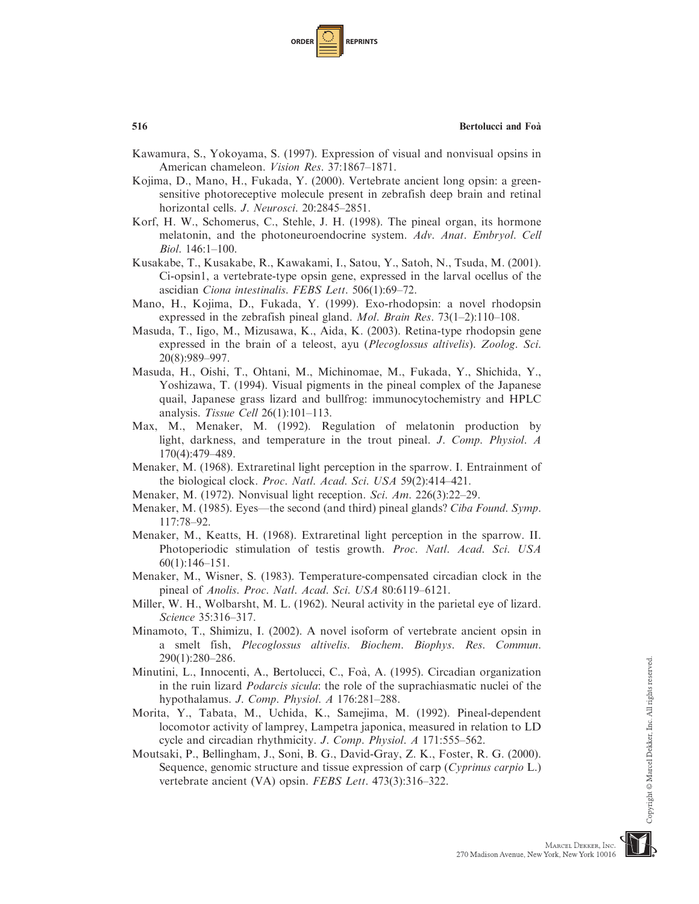Kawamura, S., Yokoyama, S. (1997). Expression of visual and nonvisual opsins in American chameleon. *Vision Res*. 37:1867–1871.

Kojima, D., Mano, H., Fukada, Y. (2000). Vertebrate ancient long opsin: a green-sensitive photoreceptive molecule present in zebrafish deep brain and retinal horizontal cells. *J. Neurosci*. 20:2845–2851.

Korf, H. W., Schomerus, C., Stehle, J. H. (1998). The pineal organ, its hormone melatonin, and the photoneuroendocrine system. *Adv. Anat. Embryol. Cell Biol*. 146:1–100.

Kusakabe, T., Kusakabe, R., Kawakami, I., Satou, Y., Satoh, N., Tsuda, M. (2001). Ci-opsin1, a vertebrate-type opsin gene, expressed in the larval ocellus of the ascidian *Ciona intestinalis*. *FEBS Lett*. 506(1):69–72.

Mano, H., Kojima, D., Fukada, Y. (1999). Exo-rhodopsin: a novel rhodopsin expressed in the zebrafish pineal gland. *Mol. Brain Res*. 73(1–2):110–108.

Masuda, T., Iigo, M., Mizusawa, K., Aida, K. (2003). Retina-type rhodopsin gene expressed in the brain of a teleost, ayu (*Plecoglossus altivelis*). *Zoolog. Sci*. 20(8):989–997.

Masuda, H., Oishi, T., Ohtani, M., Michinomae, M., Fukada, Y., Shichida, Y., Yoshizawa, T. (1994). Visual pigments in the pineal complex of the Japanese quail, Japanese grass lizard and bullfrog: immunocytochemistry and HPLC analysis. *Tissue Cell* 26(1):101–113.

Max, M., Menaker, M. (1992). Regulation of melatonin production by light, darkness, and temperature in the trout pineal. *J. Comp. Physiol. A* 170(4):479–489.

Menaker, M. (1968). Extraretinal light perception in the sparrow. I. Entrainment of the biological clock. *Proc. Natl. Acad. Sci. USA* 59(2):414–421.

Menaker, M. (1972). Nonvisual light reception. *Sci. Am*. 226(3):22–29.

Menaker, M. (1985). Eyes—the second (and third) pineal glands? *Ciba Found. Symp*. 117:78–92.

Menaker, M., Keatts, H. (1968). Extraretinal light perception in the sparrow. II. Photoperiodic stimulation of testis growth. *Proc. Natl. Acad. Sci. USA* 60(1):146–151.

Menaker, M., Wisner, S. (1983). Temperature-compensated circadian clock in the pineal of *Anolis*. *Proc. Natl. Acad. Sci. USA* 80:6119–6121.

Miller, W. H., Wolbarsht, M. L. (1962). Neural activity in the parietal eye of lizard. *Science* 35:316–317.

Minamoto, T., Shimizu, I. (2002). A novel isoform of vertebrate ancient opsin in a smelt fish, *Plecoglossus altivelis*. *Biochem. Biophys. Res. Commun*. 290(1):280–286.

Minutini, L., Innocenti, A., Bertolucci, C., Foà, A. (1995). Circadian organization in the ruin lizard *Podarcis sicula*: the role of the suprachiasmatic nuclei of the hypothalamus. *J. Comp. Physiol. A* 176:281–288.

Morita, Y., Tabata, M., Uchida, K., Samejima, M. (1992). Pineal-dependent locomotor activity of lamprey, Lampetra japonica, measured in relation to LD cycle and circadian rhythmicity. *J. Comp. Physiol. A* 171:555–562.

Moutsaki, P., Bellingham, J., Soni, B. G., David-Gray, Z. K., Foster, R. G. (2000). Sequence, genomic structure and tissue expression of carp (*Cyprinus carpio* L.) vertebrate ancient (VA) opsin. *FEBS Lett*. 473(3):316–322.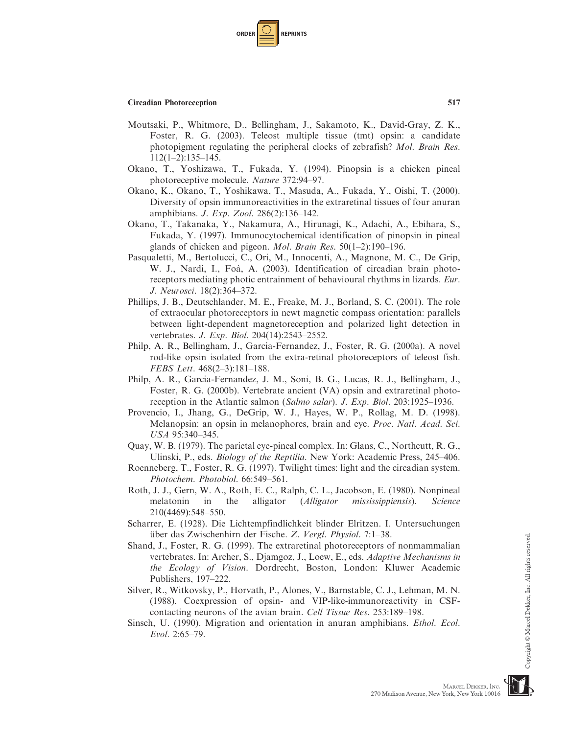Moutsaki, P., Whitmore, D., Bellingham, J., Sakamoto, K., David-Gray, Z. K., Foster, R. G. (2003). Teleost multiple tissue (tmt) opsin: a candidate photopigment regulating the peripheral clocks of zebrafish? *Mol. Brain Res.* 112(1–2):135–145.

Okano, T., Yoshizawa, T., Fukada, Y. (1994). Pinopsin is a chicken pineal photoreceptive molecule. *Nature* 372:94–97.

Okano, K., Okano, T., Yoshikawa, T., Masuda, A., Fukada, Y., Oishi, T. (2000). Diversity of opsin immunoreactivities in the extraretinal tissues of four anuran amphibians. *J. Exp. Zool.* 286(2):136–142.

Okano, T., Takanaka, Y., Nakamura, A., Hirunagi, K., Adachi, A., Ebihara, S., Fukada, Y. (1997). Immunocytochemical identification of pinopsin in pineal glands of chicken and pigeon. *Mol. Brain Res.* 50(1–2):190–196.

Pasqualetti, M., Bertolucci, C., Ori, M., Innocenti, A., Magnone, M. C., De Grip, W. J., Nardi, I., Foà, A. (2003). Identification of circadian brain photoreceptors mediating photic entrainment of behavioural rhythms in lizards. *Eur. J. Neurosci.* 18(2):364–372.

Phillips, J. B., Deutschlander, M. E., Freake, M. J., Borland, S. C. (2001). The role of extraocular photoreceptors in newt magnetic compass orientation: parallels between light-dependent magnetoreception and polarized light detection in vertebrates. *J. Exp. Biol.* 204(14):2543–2552.

Philp, A. R., Bellingham, J., Garcia-Fernandez, J., Foster, R. G. (2000a). A novel rod-like opsin isolated from the extra-retinal photoreceptors of teleost fish. *FEBS Lett.* 468(2–3):181–188.

Philp, A. R., Garcia-Fernandez, J. M., Soni, B. G., Lucas, R. J., Bellingham, J., Foster, R. G. (2000b). Vertebrate ancient (VA) opsin and extraretinal photoreception in the Atlantic salmon (*Salmo salar*). *J. Exp. Biol.* 203:1925–1936.

Provencio, I., Jhang, G., DeGrip, W. J., Hayes, W. P., Rollag, M. D. (1998). Melanopsin: an opsin in melanophores, brain and eye. *Proc. Natl. Acad. Sci. USA* 95:340–345.

Quay, W. B. (1979). The parietal eye-pineal complex. In: Glans, C., Northcutt, R. G., Ulinski, P., eds. *Biology of the Reptilia*. New York: Academic Press, 245–406.

Roenneberg, T., Foster, R. G. (1997). Twilight times: light and the circadian system. *Photochem. Photobiol.* 66:549–561.

Roth, J. J., Gern, W. A., Roth, E. C., Ralph, C. L., Jacobson, E. (1980). Nonpineal melatonin in the alligator (*Alligator mississippiensis*). *Science* 210(4469):548–550.

Scharrer, E. (1928). Die Lichtempfindlichkeit blinder Elritzen. I. Untersuchungen über das Zwischenhirn der Fische. *Z. Vergl. Physiol.* 7:1–38.

Shand, J., Foster, R. G. (1999). The extraretinal photoreceptors of nonmammalian vertebrates. In: Archer, S., Djamgoz, J., Loew, E., eds. *Adaptive Mechanisms in the Ecology of Vision*. Dordrecht, Boston, London: Kluwer Academic Publishers, 197–222.

Silver, R., Witkovsky, P., Horvath, P., Alones, V., Barnstable, C. J., Lehman, M. N. (1988). Coexpression of opsin- and VIP-like-immunoreactivity in CSF-contacting neurons of the avian brain. *Cell Tissue Res.* 253:189–198.

Sinsch, U. (1990). Migration and orientation in anuran amphibians. *Ethol. Ecol. Evol.* 2:65–79.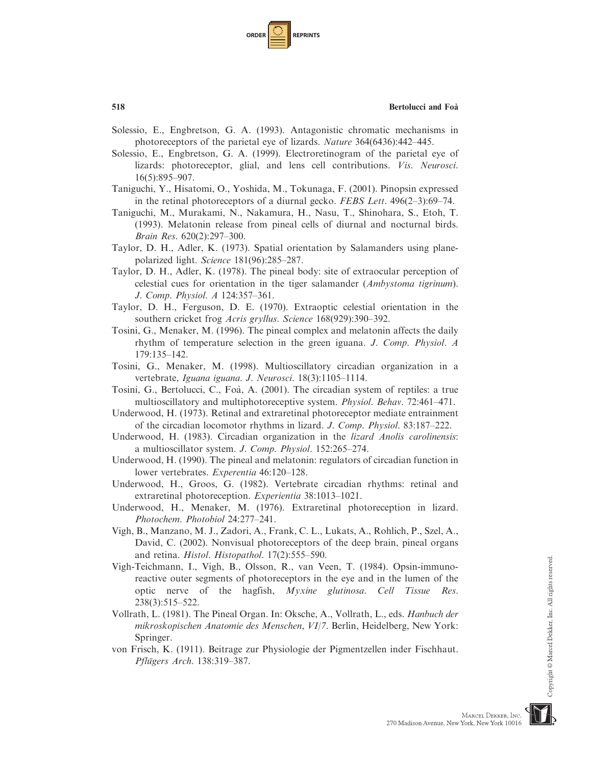Solessio, E., Engbretson, G. A. (1993). Antagonistic chromatic mechanisms in photoreceptors of the parietal eye of lizards. *Nature* 364(6436):442–445.

Solessio, E., Engbretson, G. A. (1999). Electroretinogram of the parietal eye of lizards: photoreceptor, glial, and lens cell contributions. *Vis. Neurosci.* 16(5):895–907.

Taniguchi, Y., Hisatomi, O., Yoshida, M., Tokunaga, F. (2001). Pinopsin expressed in the retinal photoreceptors of a diurnal gecko. *FEBS Lett.* 496(2–3):69–74.

Taniguchi, M., Murakami, N., Nakamura, H., Nasu, T., Shinohara, S., Etoh, T. (1993). Melatonin release from pineal cells of diurnal and nocturnal birds. *Brain Res.* 620(2):297–300.

Taylor, D. H., Adler, K. (1973). Spatial orientation by Salamanders using plane-polarized light. *Science* 181(96):285–287.

Taylor, D. H., Adler, K. (1978). The pineal body: site of extraocular perception of celestial cues for orientation in the tiger salamander (*Ambystoma tigrinum*). *J. Comp. Physiol. A* 124:357–361.

Taylor, D. H., Ferguson, D. E. (1970). Extraoptic celestial orientation in the southern cricket frog *Acris gryllus*. *Science* 168(929):390–392.

Tosini, G., Menaker, M. (1996). The pineal complex and melatonin affects the daily rhythm of temperature selection in the green iguana. *J. Comp. Physiol. A* 179:135–142.

Tosini, G., Menaker, M. (1998). Multioscillatory circadian organization in a vertebrate, *Iguana iguana*. *J. Neurosci.* 18(3):1105–1114.

Tosini, G., Bertolucci, C., Foà, A. (2001). The circadian system of reptiles: a true multioscillatory and multiphotoreceptive system. *Physiol. Behav.* 72:461–471.

Underwood, H. (1973). Retinal and extraretinal photoreceptor mediate entrainment of the circadian locomotor rhythms in lizard. *J. Comp. Physiol.* 83:187–222.

Underwood, H. (1983). Circadian organization in the *lizard Anolis carolinensis*: a multioscillator system. *J. Comp. Physiol.* 152:265–274.

Underwood, H. (1990). The pineal and melatonin: regulators of circadian function in lower vertebrates. *Experentia* 46:120–128.

Underwood, H., Groos, G. (1982). Vertebrate circadian rhythms: retinal and extraretinal photoreception. *Experientia* 38:1013–1021.

Underwood, H., Menaker, M. (1976). Extraretinal photoreception in lizard. *Photochem. Photobiol* 24:277–241.

Vigh, B., Manzano, M. J., Zadori, A., Frank, C. L., Lukats, A., Rohlich, P., Szel, A., David, C. (2002). Nonvisual photoreceptors of the deep brain, pineal organs and retina. *Histol. Histopathol.* 17(2):555–590.

Vigh-Teichmann, I., Vigh, B., Olsson, R., van Veen, T. (1984). Opsin-immunoreactive outer segments of photoreceptors in the eye and in the lumen of the optic nerve of the hagfish, *Myxine glutinosa*. *Cell Tissue Res.* 238(3):515–522.

Vollrath, L. (1981). The Pineal Organ. In: Oksche, A., Vollrath, L., eds. *Hanbuch der mikroskopischen Anatomie des Menschen, VI/7*. Berlin, Heidelberg, New York: Springer.

von Frisch, K. (1911). Beitrage zur Physiologie der Pigmentzellen inder Fischhaut. *Pflügers Arch.* 138:319–387.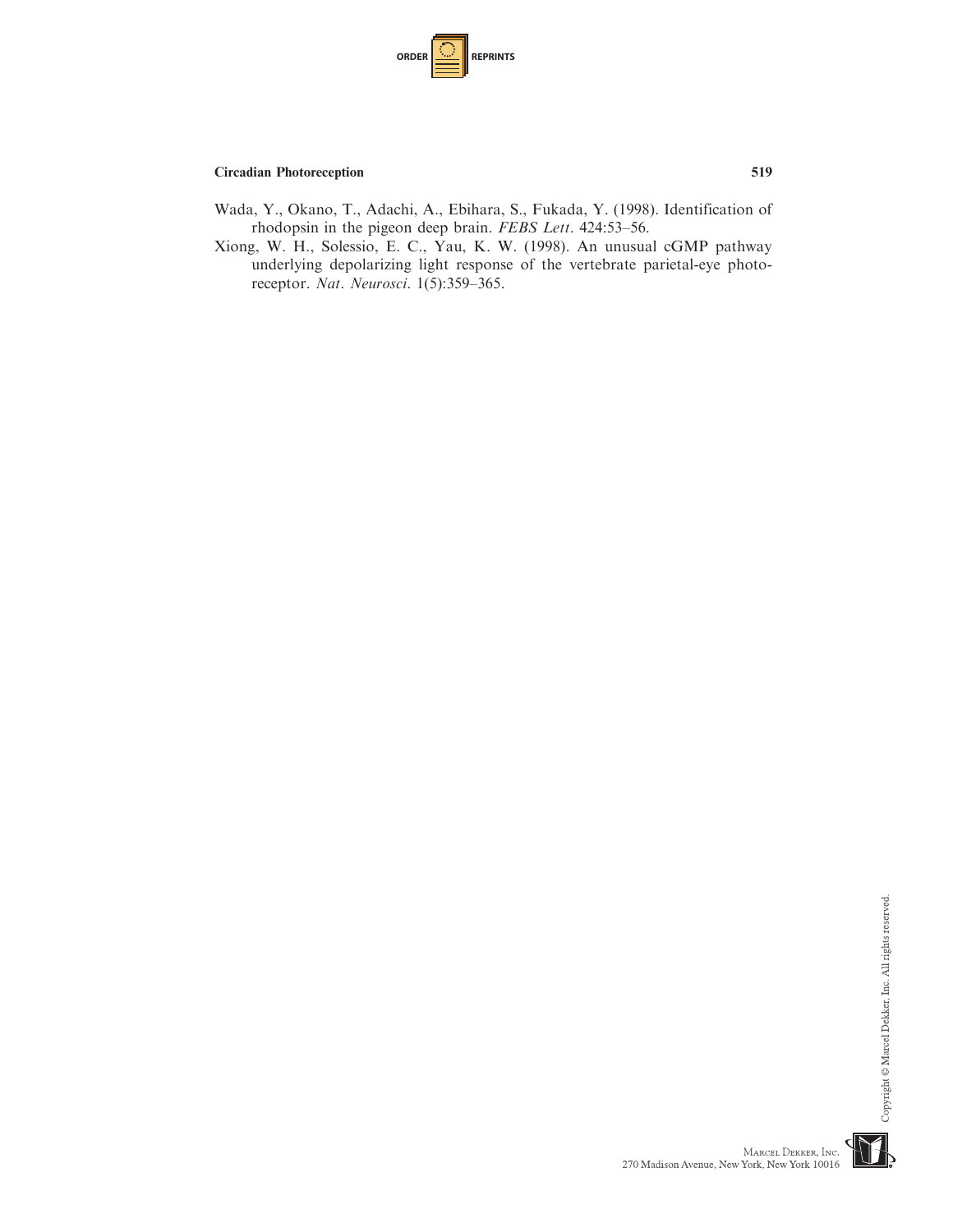Wada, Y., Okano, T., Adachi, A., Ebihara, S., Fukada, Y. (1998). Identification of rhodopsin in the pigeon deep brain. *FEBS Lett*. 424:53–56.

Xiong, W. H., Solessio, E. C., Yau, K. W. (1998). An unusual cGMP pathway underlying depolarizing light response of the vertebrate parietal-eye photoreceptor. *Nat. Neurosci*. 1(5):359–365.